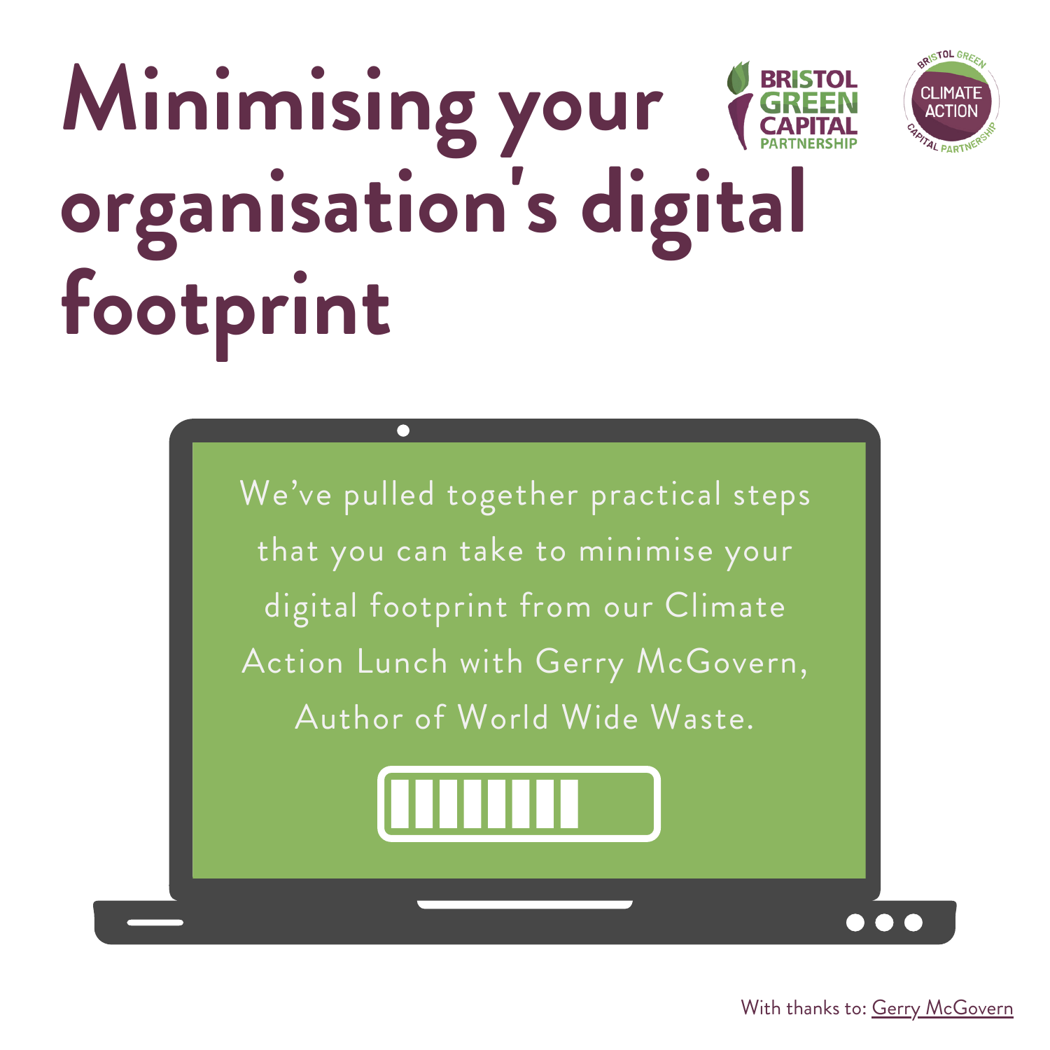# Minimising your organisation's digital footprint

We've pulled together practical steps that you can take to minimise your digital footprint from our Climate Action Lunch with Gerry McGovern, Author of World Wide Waste.

With thanks to: Gerry McGovern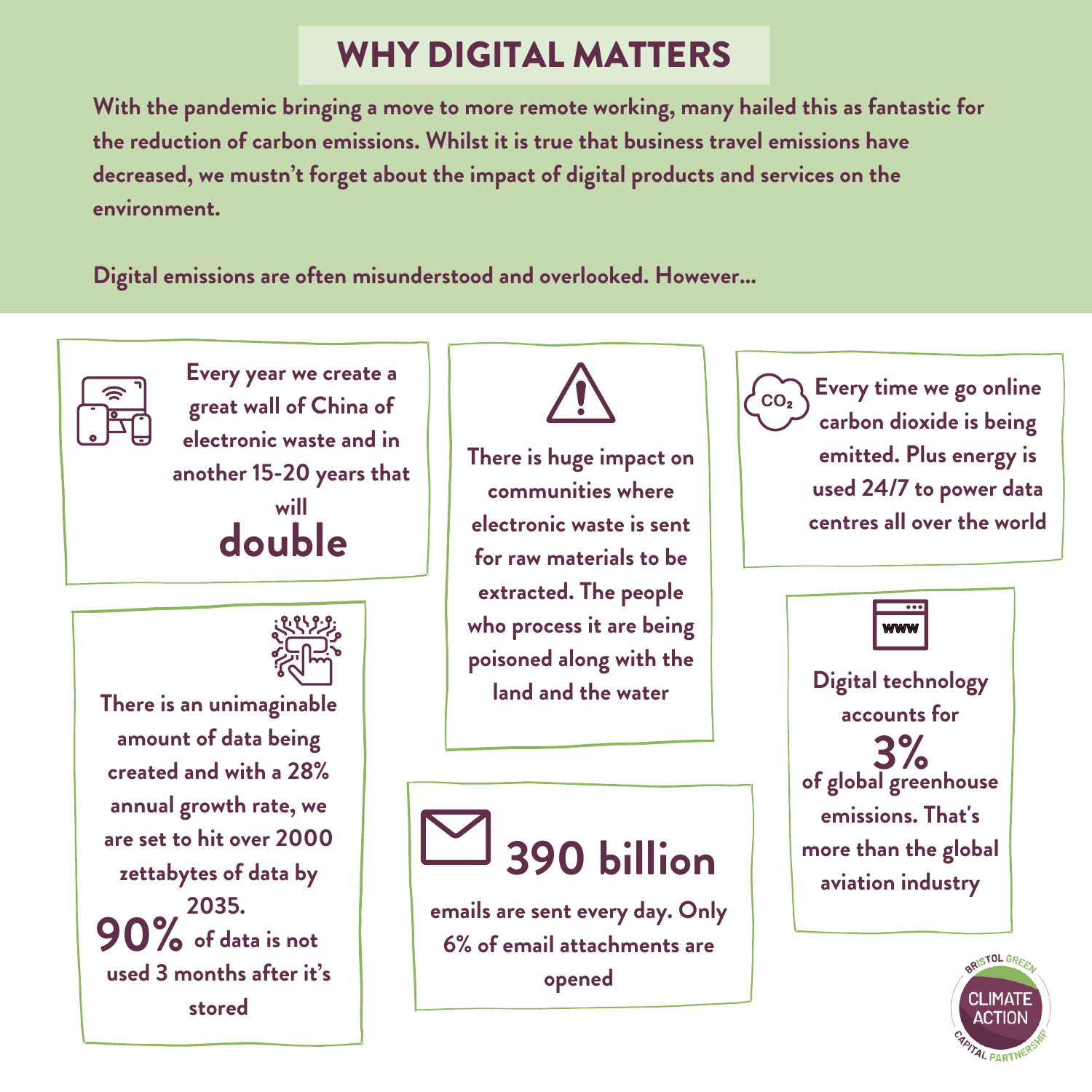# WHY DIGITAL MATTERS

**With the pandemic bringing a move to more remote working, many hailed this as fantastic for the reduction of carbon emissions. Whilst it is true that business travel emissions have decreased, we mustn't forget about the impact of digital products and services on the environment.**

**Digital emissions are often misunderstood and overlooked. However...**

**Every year we create a great wall of China of electronic waste and in another 15-20 years that will double**

**There is an unimaginable amount of data being created and with a 28% annual growth rate, we are set to hit over 2000 zettabytes of data by 2035. 90% of data is not used 3 months after it's stored**

**There is huge impact on communities where electronic waste is sent for raw materials to be extracted. The people who process it are being poisoned along with the land and the water**

**390 billion emails are sent every day. Only 6% of email attachments are opened**

**Every time we go online carbon dioxide is being emitted. Plus energy is used 24/7 to power data centres all over the world**

**Digital technology accounts for 3% of global greenhouse emissions. That's more than the global aviation industry**

BRISTOL GREEN CAPITAL PARTNERSHIP – CLIMATE ACTION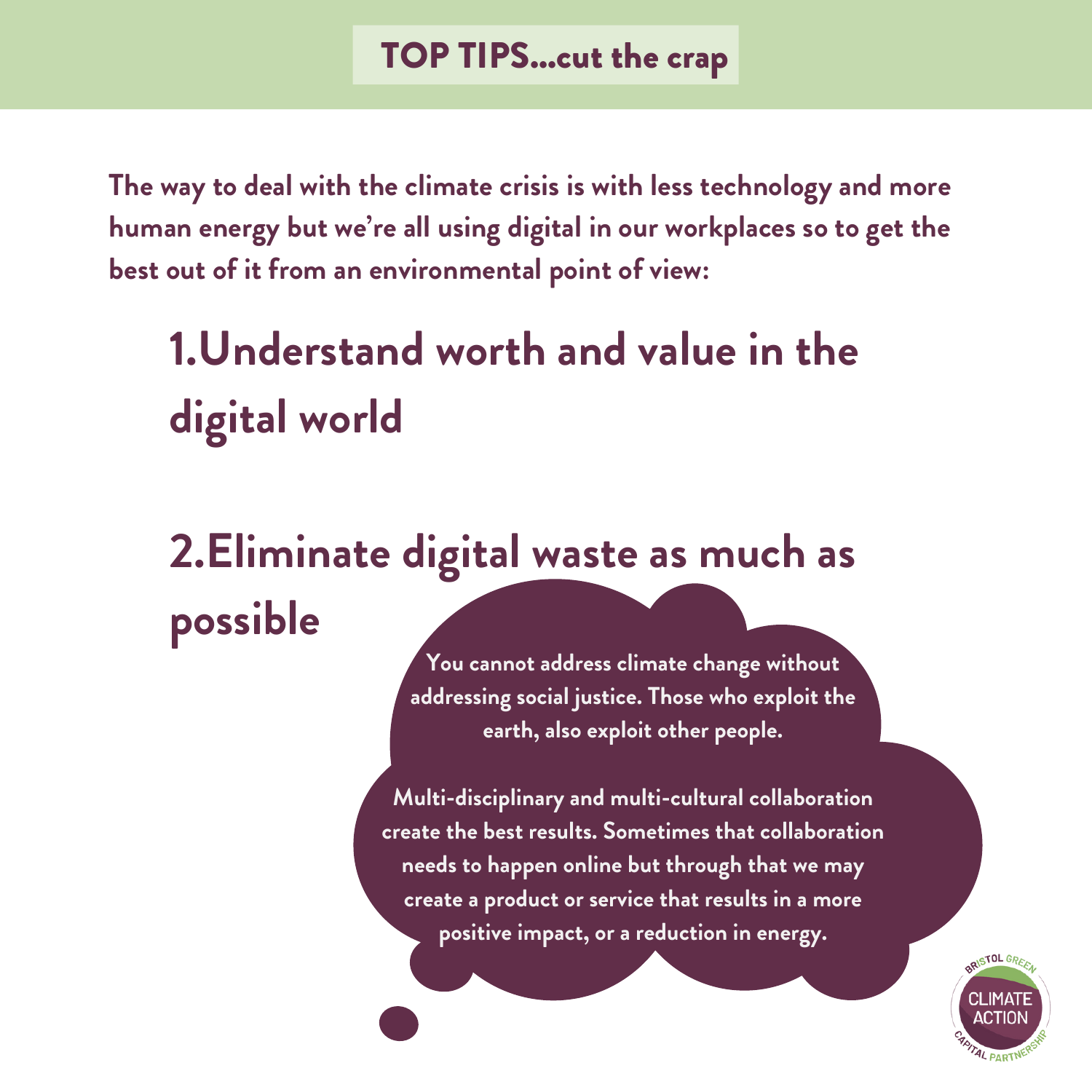# TOP TIPS...cut the crap

**The way to deal with the climate crisis is with less technology and more human energy but we're all using digital in our workplaces so to get the best out of it from an environmental point of view:**

## 1. Understand worth and value in the digital world

## 2. Eliminate digital waste as much as possible

**You cannot address climate change without addressing social justice. Those who exploit the earth, also exploit other people.**

**Multi-disciplinary and multi-cultural collaboration create the best results. Sometimes that collaboration needs to happen online but through that we may create a product or service that results in a more positive impact, or a reduction in energy.**

BRISTOL GREEN CAPITAL PARTNERSHIP CLIMATE ACTION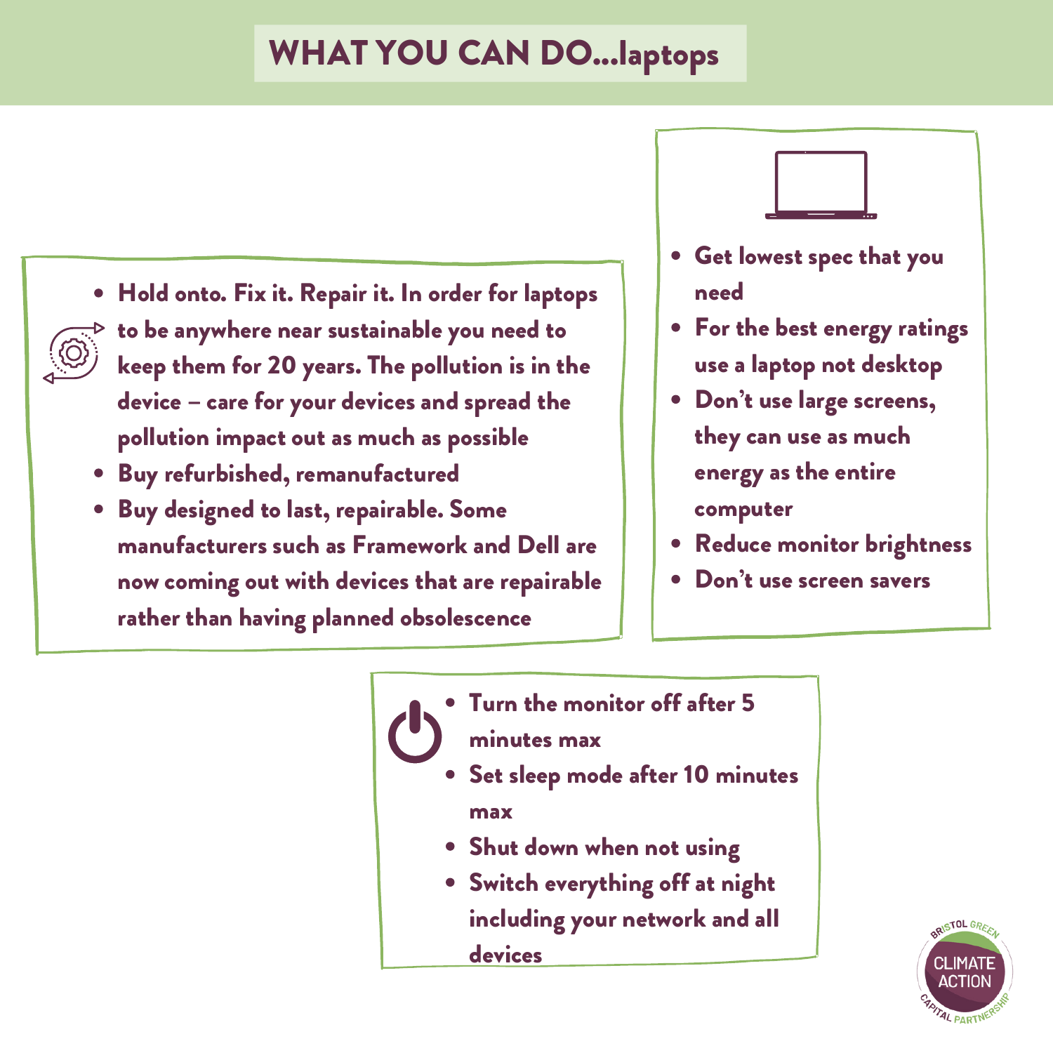# WHAT YOU CAN DO...laptops

- Hold onto. Fix it. Repair it. In order for laptops to be anywhere near sustainable you need to keep them for 20 years. The pollution is in the device – care for your devices and spread the pollution impact out as much as possible
- Buy refurbished, remanufactured
- Buy designed to last, repairable. Some manufacturers such as Framework and Dell are now coming out with devices that are repairable rather than having planned obsolescence

- Get lowest spec that you need
- For the best energy ratings use a laptop not desktop
- Don't use large screens, they can use as much energy as the entire computer
- Reduce monitor brightness
- Don't use screen savers

- Turn the monitor off after 5 minutes max
- Set sleep mode after 10 minutes max
- Shut down when not using
- Switch everything off at night including your network and all devices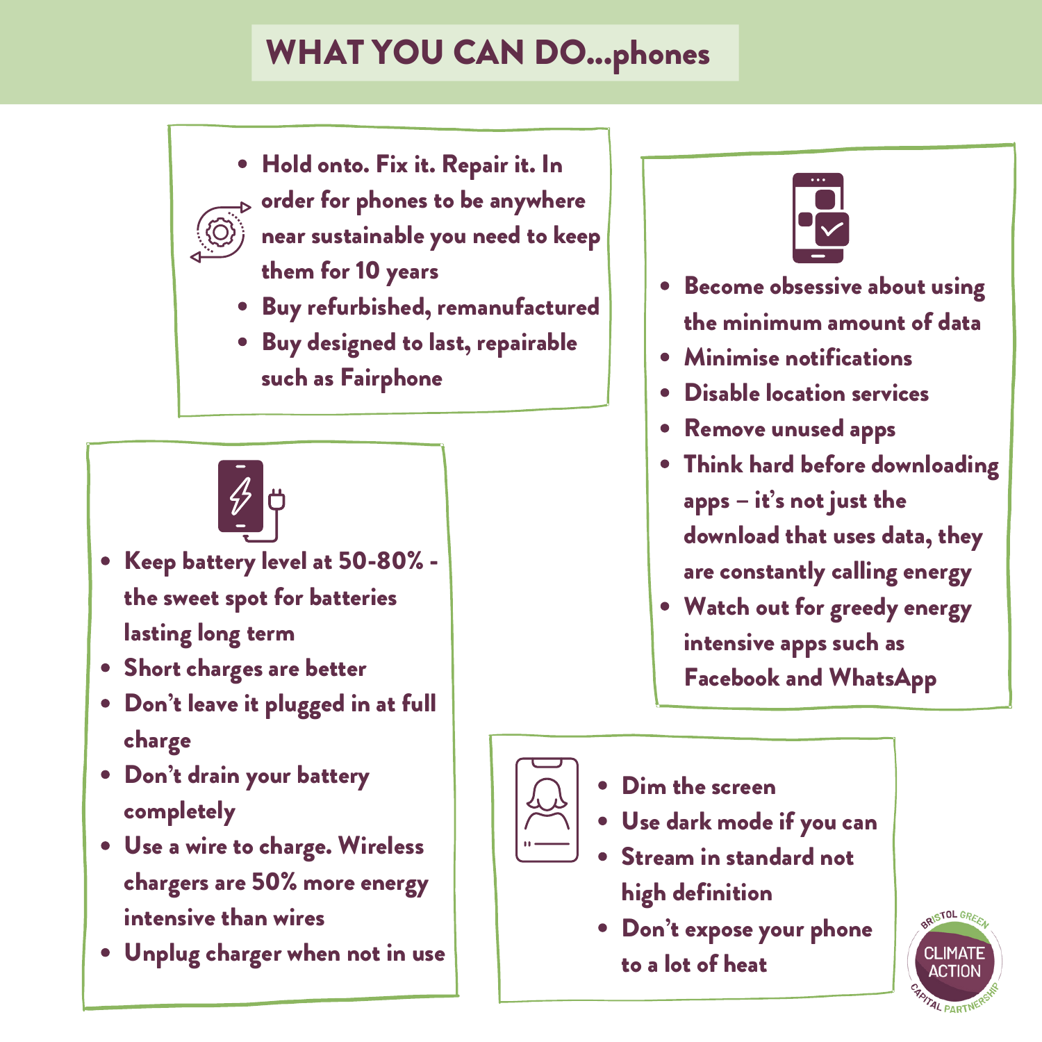# WHAT YOU CAN DO...phones

- Hold onto. Fix it. Repair it. In order for phones to be anywhere near sustainable you need to keep them for 10 years
- Buy refurbished, remanufactured
- Buy designed to last, repairable such as Fairphone

- Keep battery level at 50-80% - the sweet spot for batteries lasting long term
- Short charges are better
- Don't leave it plugged in at full charge
- Don't drain your battery completely
- Use a wire to charge. Wireless chargers are 50% more energy intensive than wires
- Unplug charger when not in use

- Become obsessive about using the minimum amount of data
- Minimise notifications
- Disable location services
- Remove unused apps
- Think hard before downloading apps – it's not just the download that uses data, they are constantly calling energy
- Watch out for greedy energy intensive apps such as Facebook and WhatsApp

- Dim the screen
- Use dark mode if you can
- Stream in standard not high definition
- Don't expose your phone to a lot of heat

BRISTOL GREEN CAPITAL PARTNERSHIP CLIMATE ACTION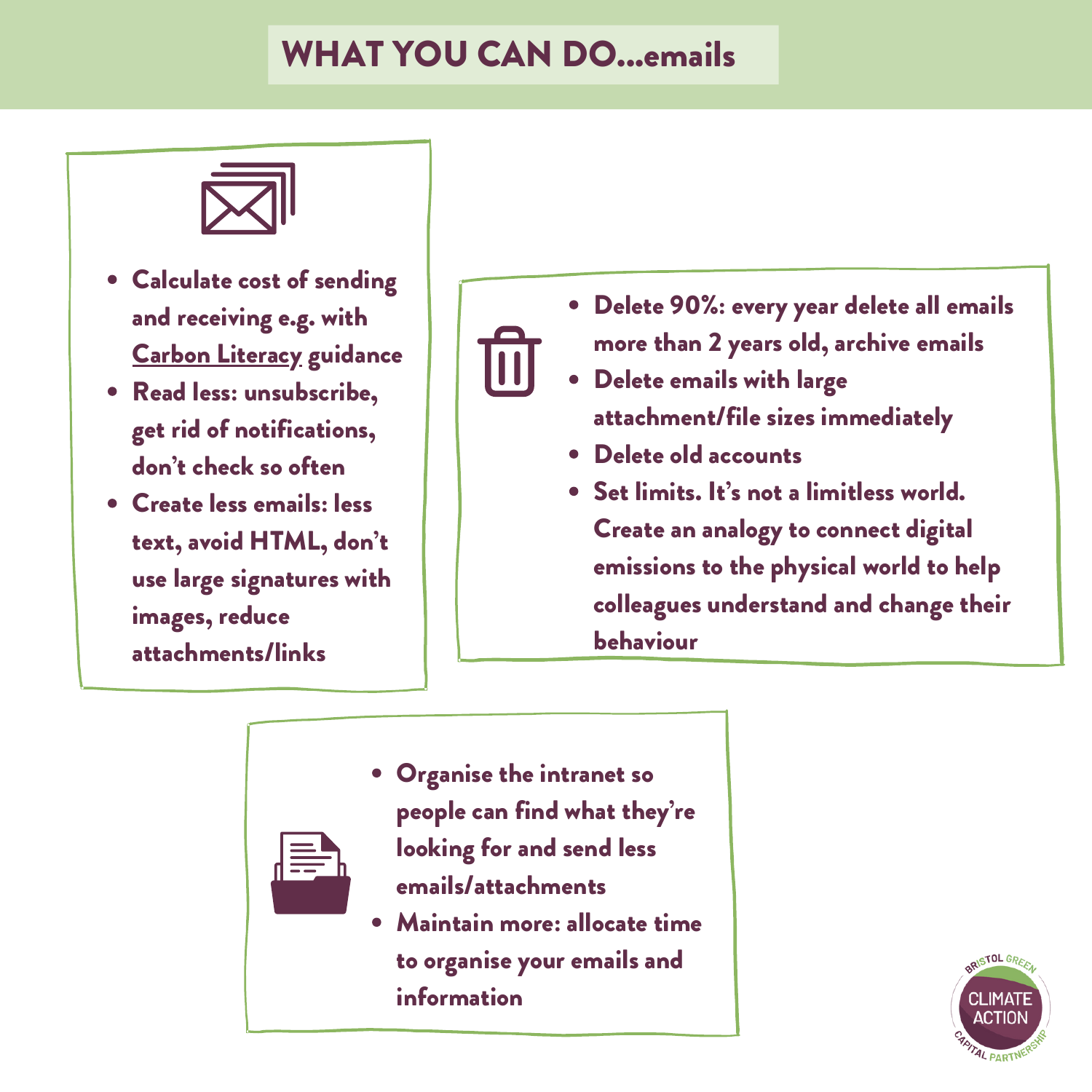# WHAT YOU CAN DO...emails

- Calculate cost of sending and receiving e.g. with Carbon Literacy guidance
- Read less: unsubscribe, get rid of notifications, don't check so often
- Create less emails: less text, avoid HTML, don't use large signatures with images, reduce attachments/links

- Delete 90%: every year delete all emails more than 2 years old, archive emails
- Delete emails with large attachment/file sizes immediately
- Delete old accounts
- Set limits. It's not a limitless world. Create an analogy to connect digital emissions to the physical world to help colleagues understand and change their behaviour

- Organise the intranet so people can find what they're looking for and send less emails/attachments
- Maintain more: allocate time to organise your emails and information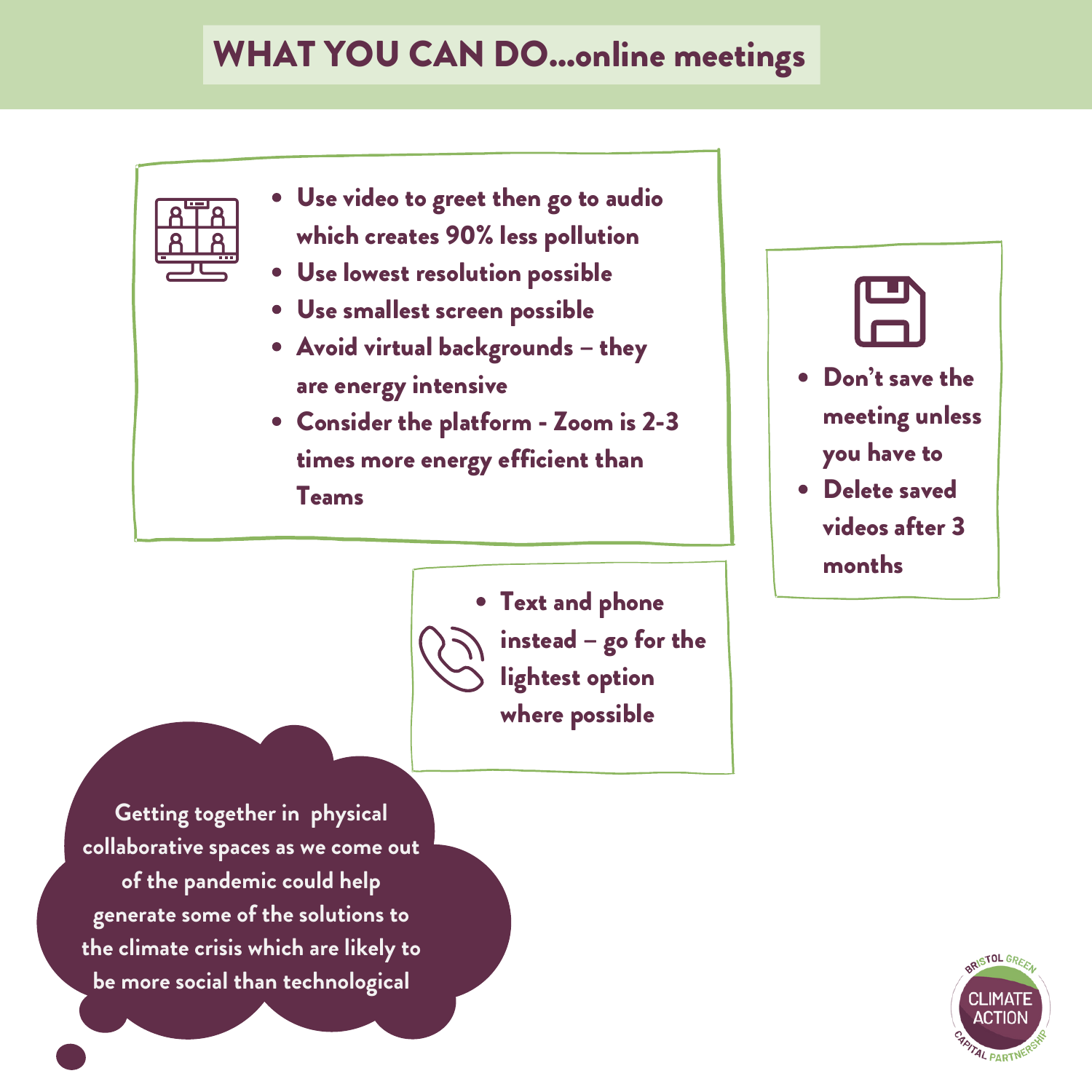# WHAT YOU CAN DO...online meetings

- Use video to greet then go to audio which creates 90% less pollution
- Use lowest resolution possible
- Use smallest screen possible
- Avoid virtual backgrounds – they are energy intensive
- Consider the platform - Zoom is 2-3 times more energy efficient than Teams

- Don't save the meeting unless you have to
- Delete saved videos after 3 months

- Text and phone instead – go for the lightest option where possible

Getting together in physical collaborative spaces as we come out of the pandemic could help generate some of the solutions to the climate crisis which are likely to be more social than technological

BRISTOL GREEN CAPITAL PARTNERSHIP CLIMATE ACTION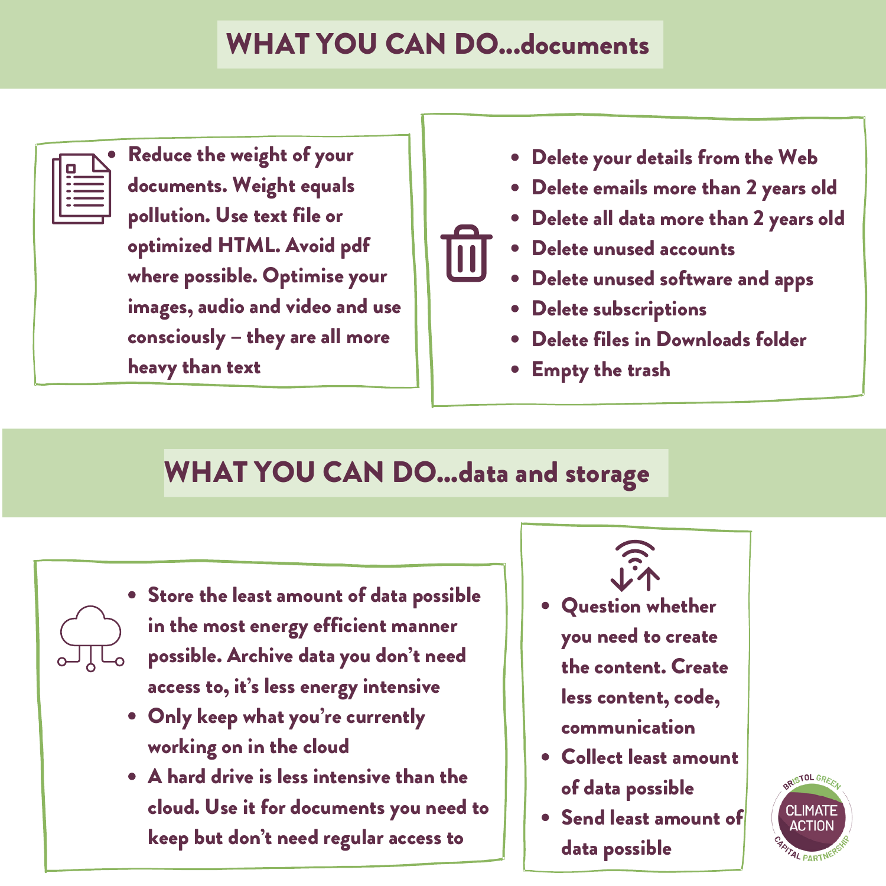# WHAT YOU CAN DO...documents

- Reduce the weight of your documents. Weight equals pollution. Use text file or optimized HTML. Avoid pdf where possible. Optimise your images, audio and video and use consciously – they are all more heavy than text

- Delete your details from the Web
- Delete emails more than 2 years old
- Delete all data more than 2 years old
- Delete unused accounts
- Delete unused software and apps
- Delete subscriptions
- Delete files in Downloads folder
- Empty the trash

# WHAT YOU CAN DO...data and storage

- Store the least amount of data possible in the most energy efficient manner possible. Archive data you don't need access to, it's less energy intensive
- Only keep what you're currently working on in the cloud
- A hard drive is less intensive than the cloud. Use it for documents you need to keep but don't need regular access to

- Question whether you need to create the content. Create less content, code, communication
- Collect least amount of data possible
- Send least amount of data possible

BRISTOL GREEN CAPITAL PARTNERSHIP – CLIMATE ACTION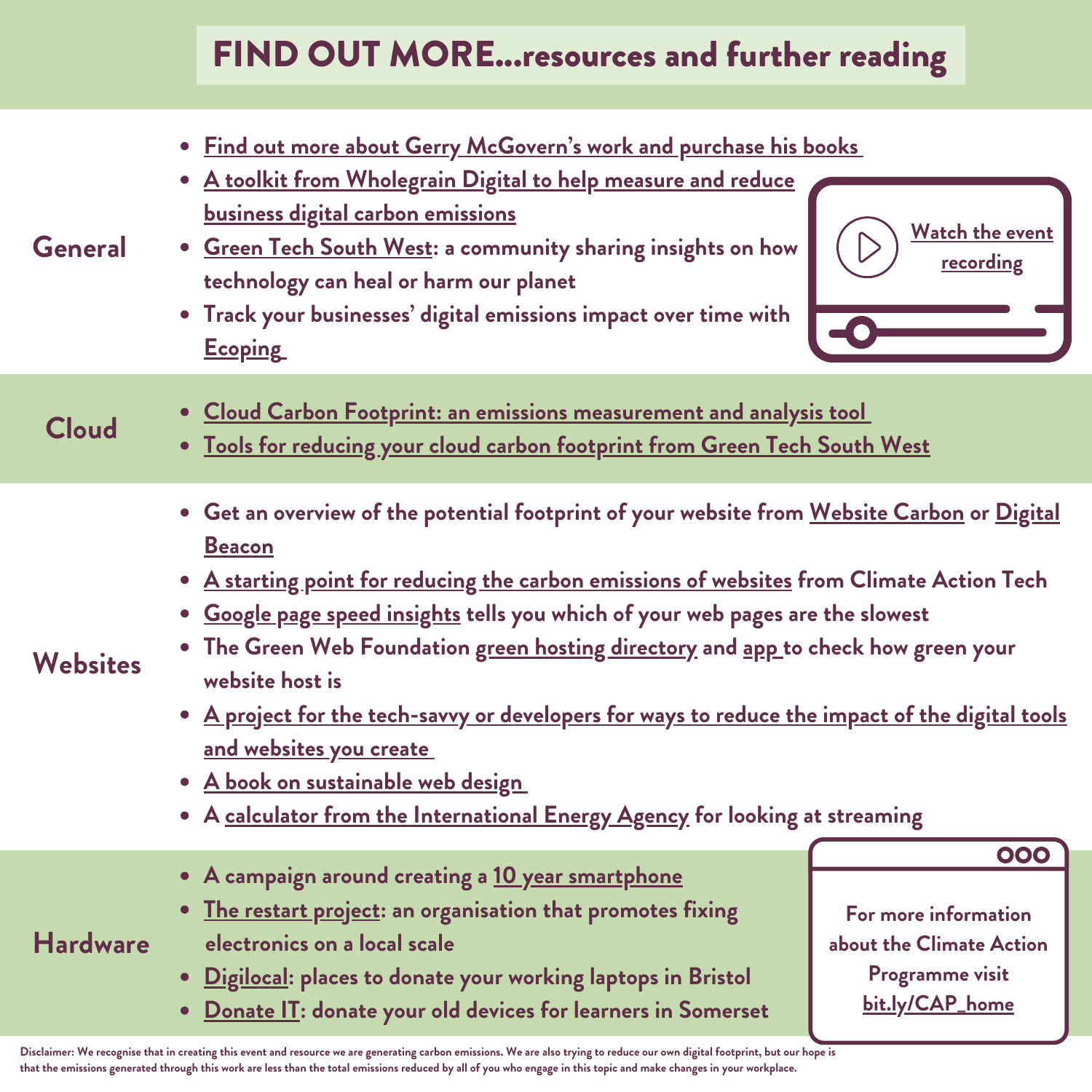# FIND OUT MORE...resources and further reading

## General

- Find out more about Gerry McGovern's work and purchase his books
- A toolkit from Wholegrain Digital to help measure and reduce business digital carbon emissions
- Green Tech South West: a community sharing insights on how technology can heal or harm our planet
- Track your businesses' digital emissions impact over time with Ecoping

Watch the event recording

## Cloud

- Cloud Carbon Footprint: an emissions measurement and analysis tool
- Tools for reducing your cloud carbon footprint from Green Tech South West

## Websites

- Get an overview of the potential footprint of your website from Website Carbon or Digital Beacon
- A starting point for reducing the carbon emissions of websites from Climate Action Tech
- Google page speed insights tells you which of your web pages are the slowest
- The Green Web Foundation green hosting directory and app to check how green your website host is
- A project for the tech-savvy or developers for ways to reduce the impact of the digital tools and websites you create
- A book on sustainable web design
- A calculator from the International Energy Agency for looking at streaming

## Hardware

- A campaign around creating a 10 year smartphone
- The restart project: an organisation that promotes fixing electronics on a local scale
- Digilocal: places to donate your working laptops in Bristol
- Donate IT: donate your old devices for learners in Somerset

For more information about the Climate Action Programme visit bit.ly/CAP_home

Disclaimer: We recognise that in creating this event and resource we are generating carbon emissions. We are also trying to reduce our own digital footprint, but our hope is that the emissions generated through this work are less than the total emissions reduced by all of you who engage in this topic and make changes in your workplace.